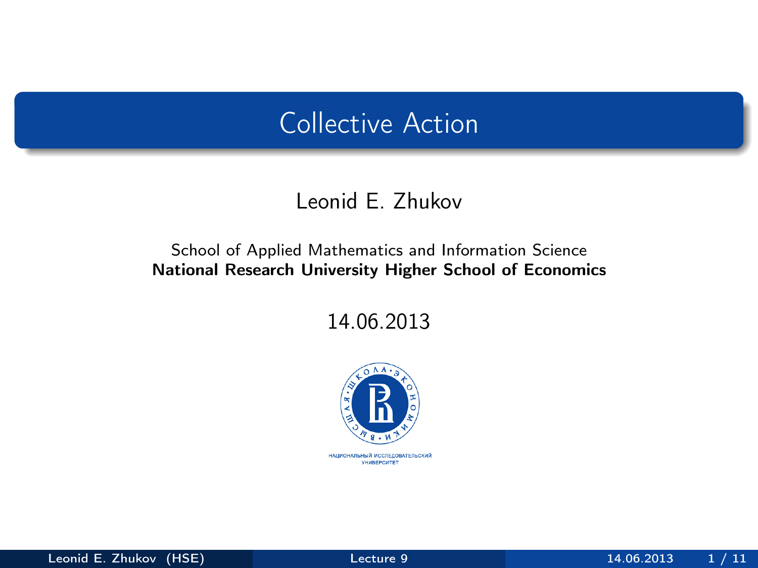# Collective Action

Leonid E. Zhukov

School of Applied Mathematics and Information Science
**National Research University Higher School of Economics**

14.06.2013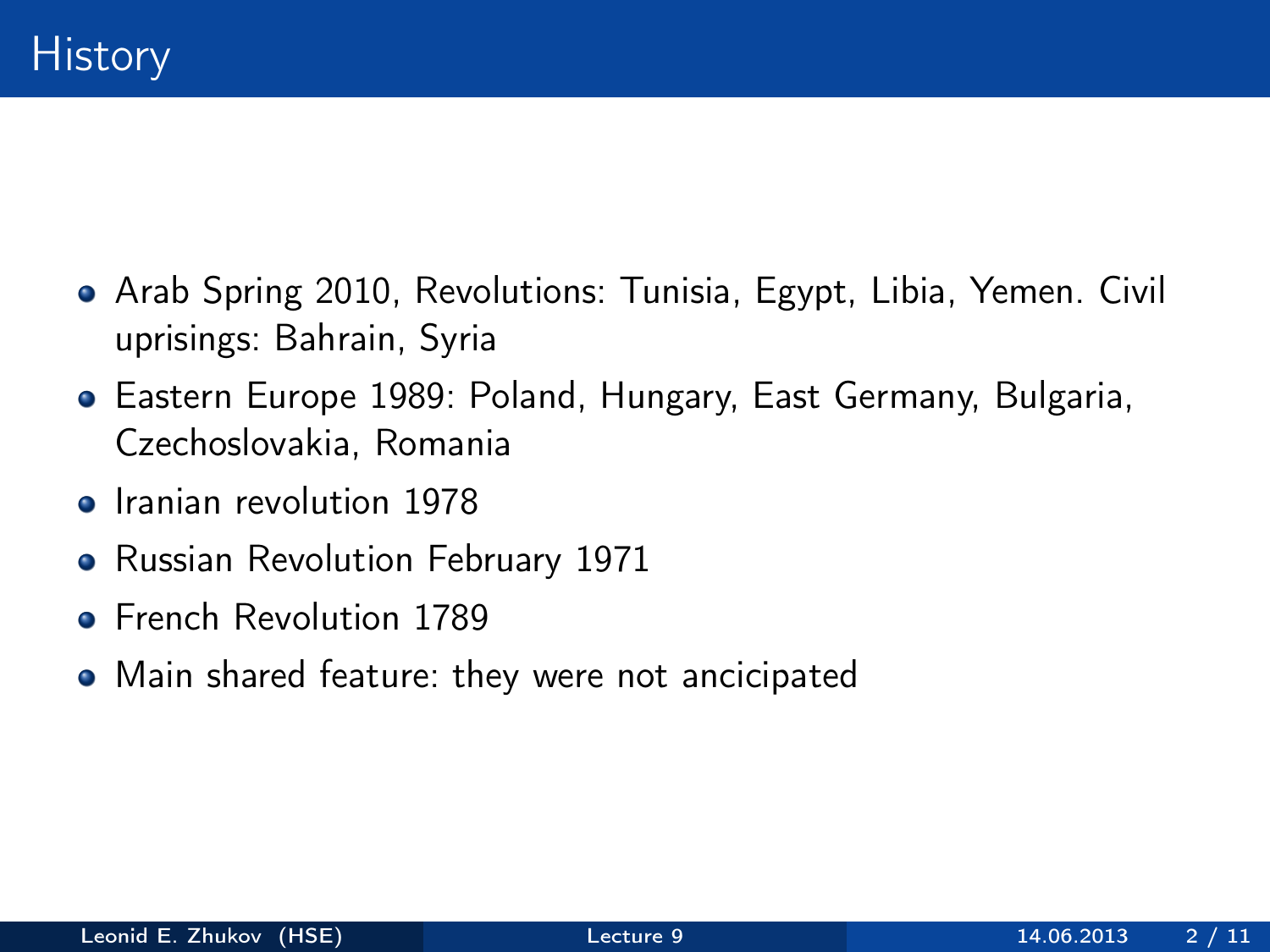# History

- Arab Spring 2010, Revolutions: Tunisia, Egypt, Libia, Yemen. Civil uprisings: Bahrain, Syria
- Eastern Europe 1989: Poland, Hungary, East Germany, Bulgaria, Czechoslovakia, Romania
- Iranian revolution 1978
- Russian Revolution February 1971
- French Revolution 1789
- Main shared feature: they were not ancicipated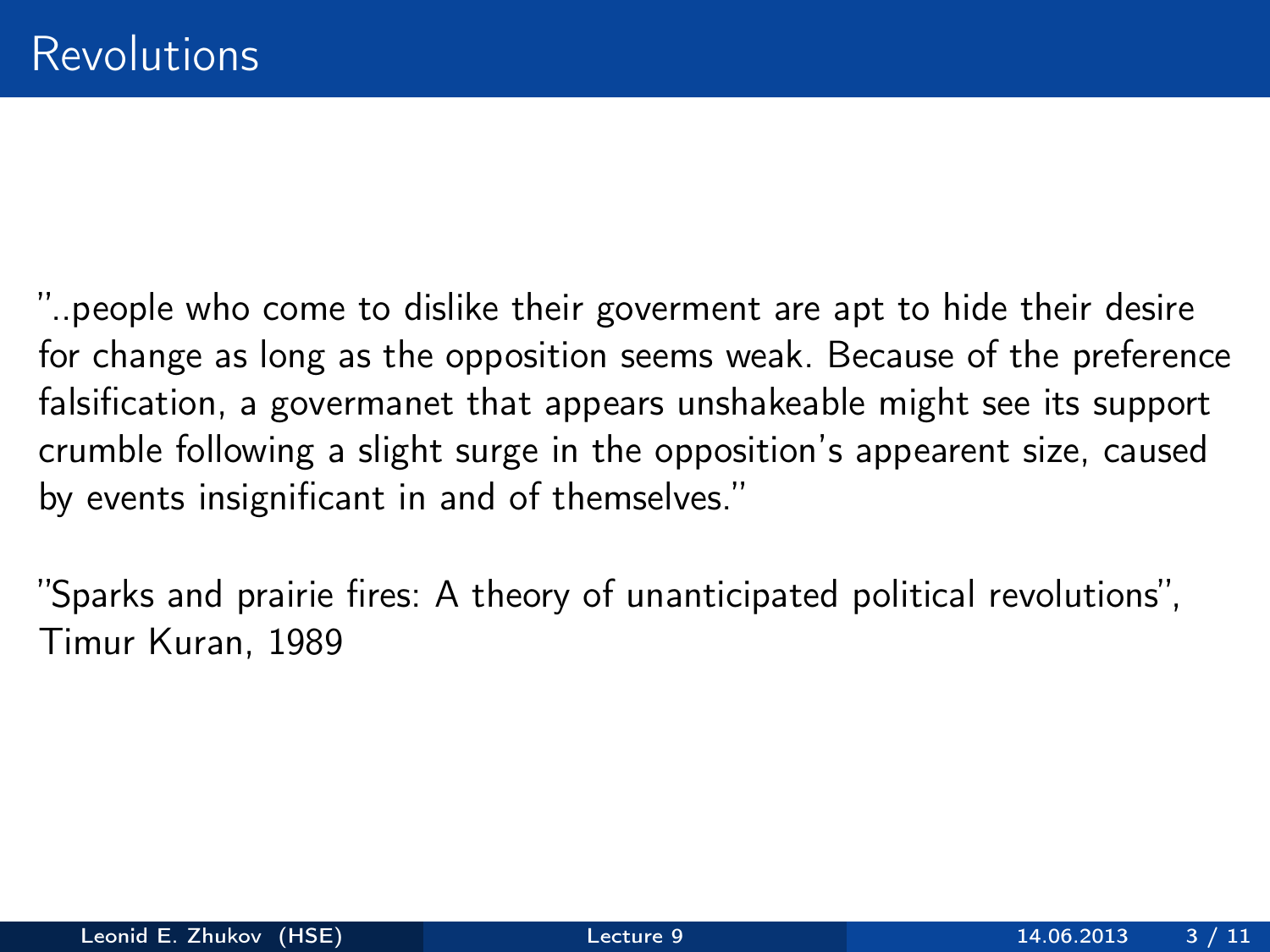# Revolutions

"..people who come to dislike their goverment are apt to hide their desire for change as long as the opposition seems weak. Because of the preference falsification, a govermanet that appears unshakeable might see its support crumble following a slight surge in the opposition's appearent size, caused by events insignificant in and of themselves."

"Sparks and prairie fires: A theory of unanticipated political revolutions", Timur Kuran, 1989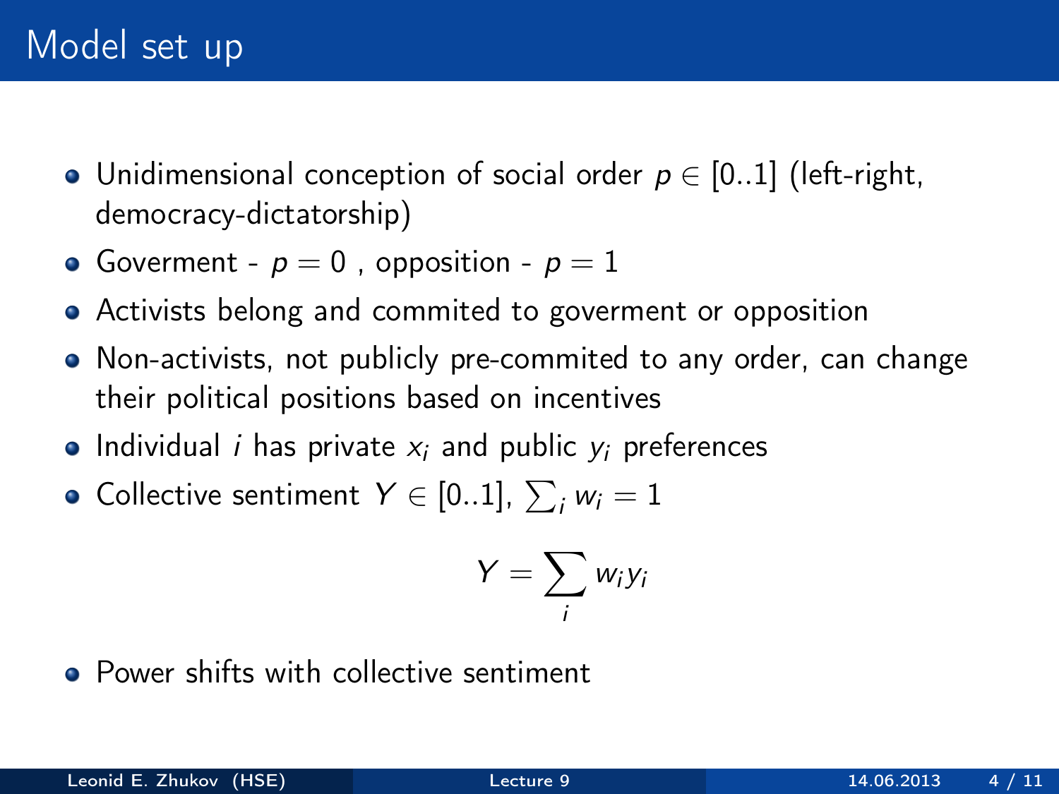# Model set up

- Unidimensional conception of social order $p \in [0..1]$ (left-right, democracy-dictatorship)
- Goverment - $p = 0$ , opposition - $p = 1$
- Activists belong and commited to goverment or opposition
- Non-activists, not publicly pre-commited to any order, can change their political positions based on incentives
- Individual $i$ has private $x_i$ and public $y_i$ preferences
- Collective sentiment $Y \in [0..1]$, $\sum_i w_i = 1$

$$Y = \sum_i w_i y_i$$

- Power shifts with collective sentiment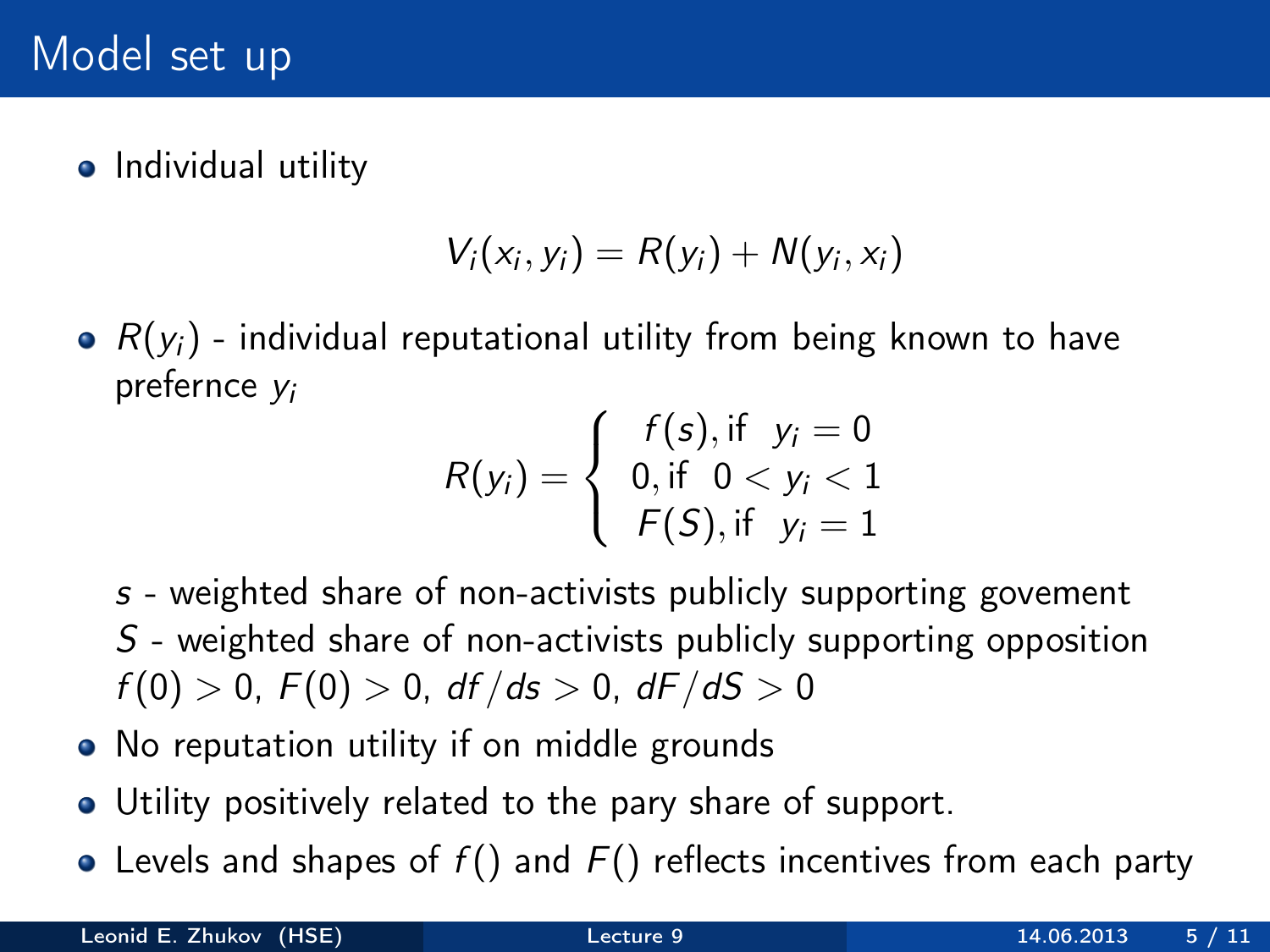# Model set up

- Individual utility

$$V_i(x_i, y_i) = R(y_i) + N(y_i, x_i)$$

- $R(y_i)$ - individual reputational utility from being known to have prefernce $y_i$

$$R(y_i) = \begin{cases} f(s), \text{if } \; y_i = 0 \\ 0, \text{if } \; 0 < y_i < 1 \\ F(S), \text{if } \; y_i = 1 \end{cases}$$

  $s$ - weighted share of non-activists publicly supporting govement
  $S$ - weighted share of non-activists publicly supporting opposition
  $f(0) > 0$, $F(0) > 0$, $df/ds > 0$, $dF/dS > 0$

- No reputation utility if on middle grounds
- Utility positively related to the pary share of support.
- Levels and shapes of $f()$ and $F()$ reflects incentives from each party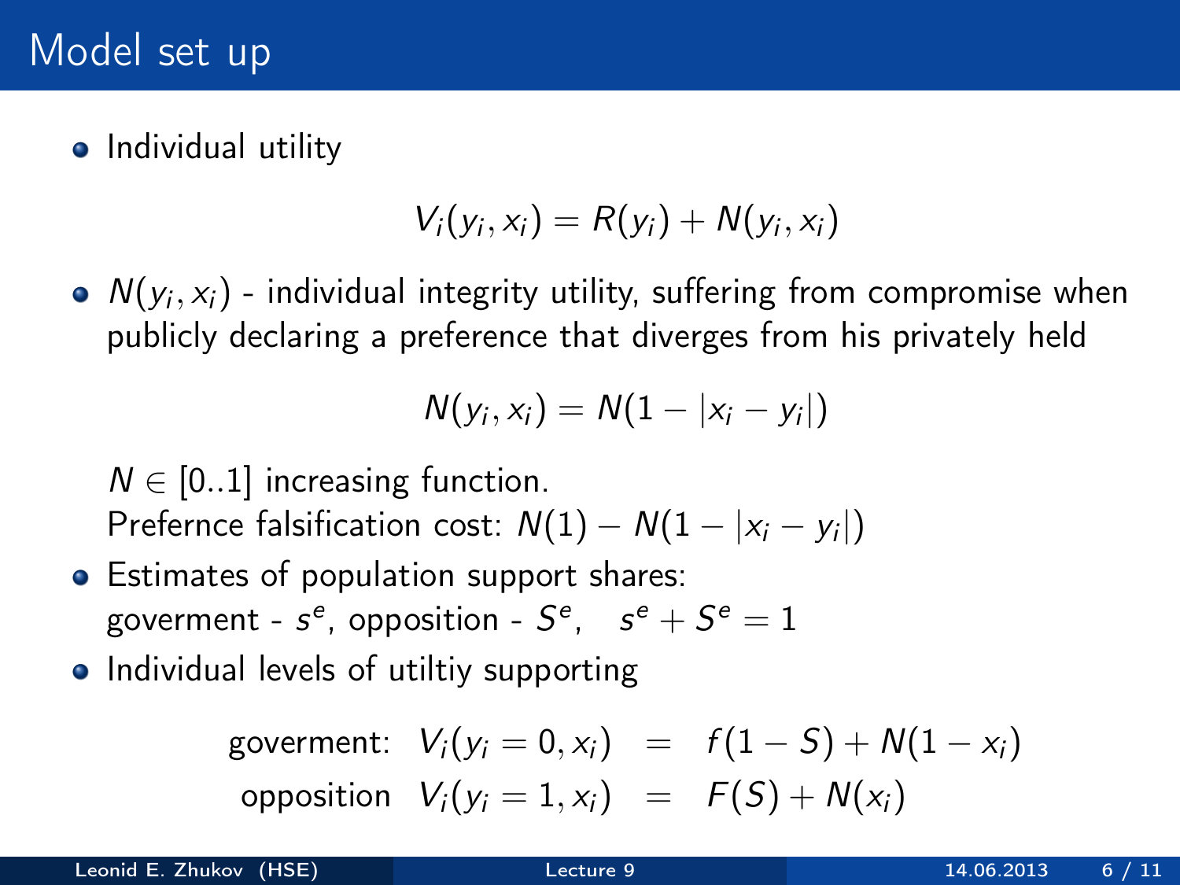# Model set up

- Individual utility

$$V_i(y_i, x_i) = R(y_i) + N(y_i, x_i)$$

- $N(y_i, x_i)$ - individual integrity utility, suffering from compromise when publicly declaring a preference that diverges from his privately held

$$N(y_i, x_i) = N(1 - |x_i - y_i|)$$

  $N \in [0..1]$ increasing function.
  Prefernce falsification cost: $N(1) - N(1 - |x_i - y_i|)$

- Estimates of population support shares:
  goverment - $s^e$, opposition - $S^e$, $\quad s^e + S^e = 1$
- Individual levels of utiltiy supporting

$$\begin{aligned}
\text{goverment:} \quad V_i(y_i = 0, x_i) &= f(1 - S) + N(1 - x_i) \\
\text{opposition} \quad V_i(y_i = 1, x_i) &= F(S) + N(x_i)
\end{aligned}$$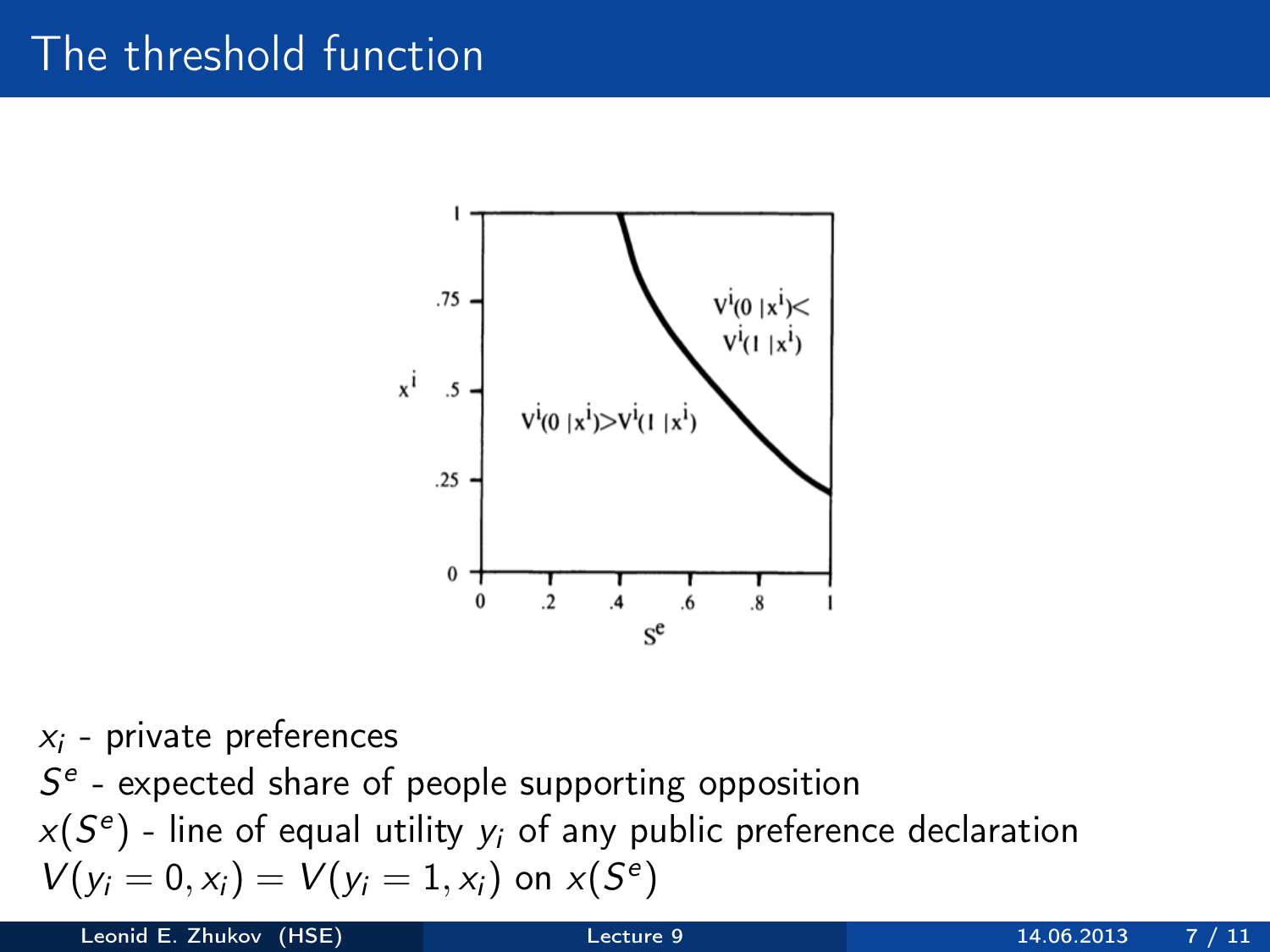# The threshold function

$x_i$ - private preferences

$S^e$ - expected share of people supporting opposition

$x(S^e)$ - line of equal utility $y_i$ of any public preference declaration

$V(y_i = 0, x_i) = V(y_i = 1, x_i)$ on $x(S^e)$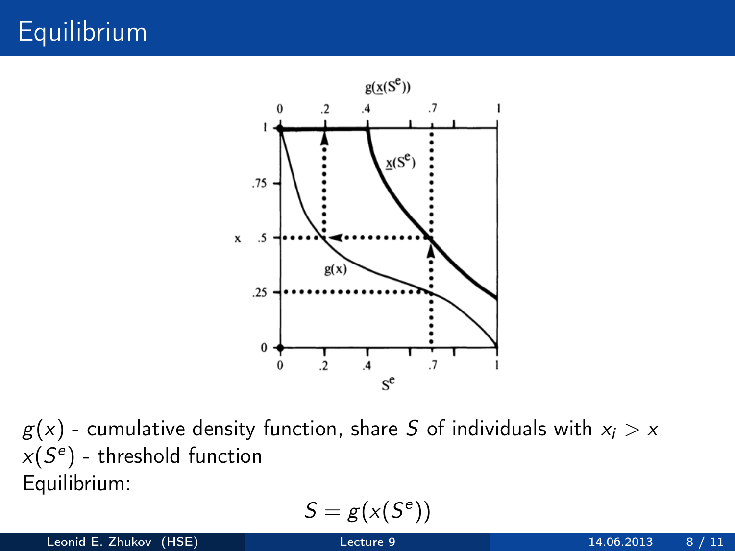# Equilibrium

$g(x)$ - cumulative density function, share $S$ of individuals with $x_i > x$
$x(S^e)$ - threshold function
Equilibrium:

$$S = g(x(S^e))$$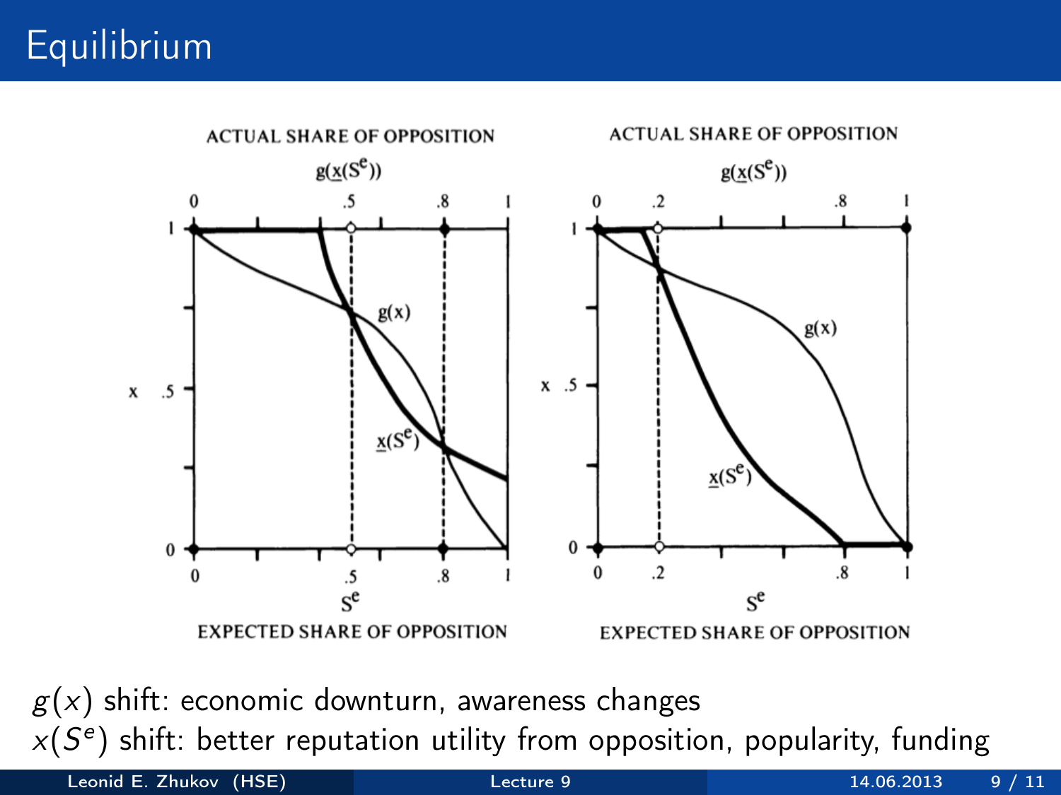# Equilibrium

ACTUAL SHARE OF OPPOSITION

$g(\underline{x}(S^e))$

$x$

$S^e$

EXPECTED SHARE OF OPPOSITION

$g(x)$ shift: economic downturn, awareness changes

$x(S^e)$ shift: better reputation utility from opposition, popularity, funding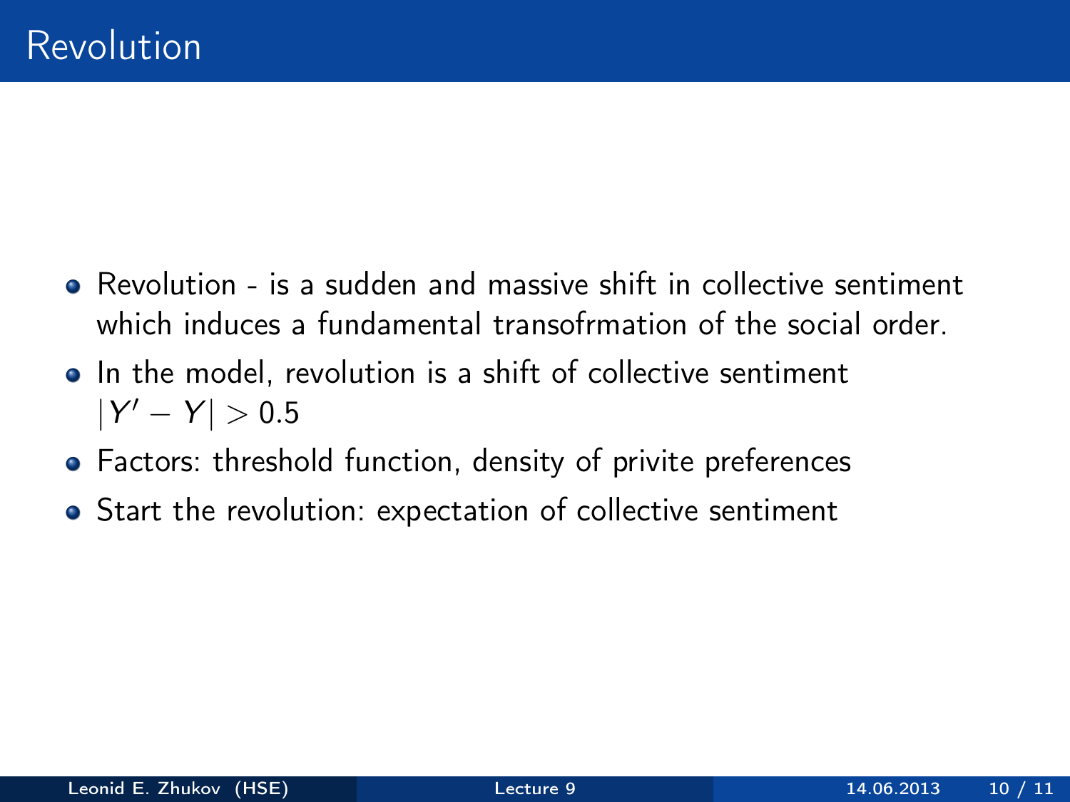# Revolution

- Revolution - is a sudden and massive shift in collective sentiment which induces a fundamental transofrmation of the social order.
- In the model, revolution is a shift of collective sentiment $|Y' - Y| > 0.5$
- Factors: threshold function, density of privite preferences
- Start the revolution: expectation of collective sentiment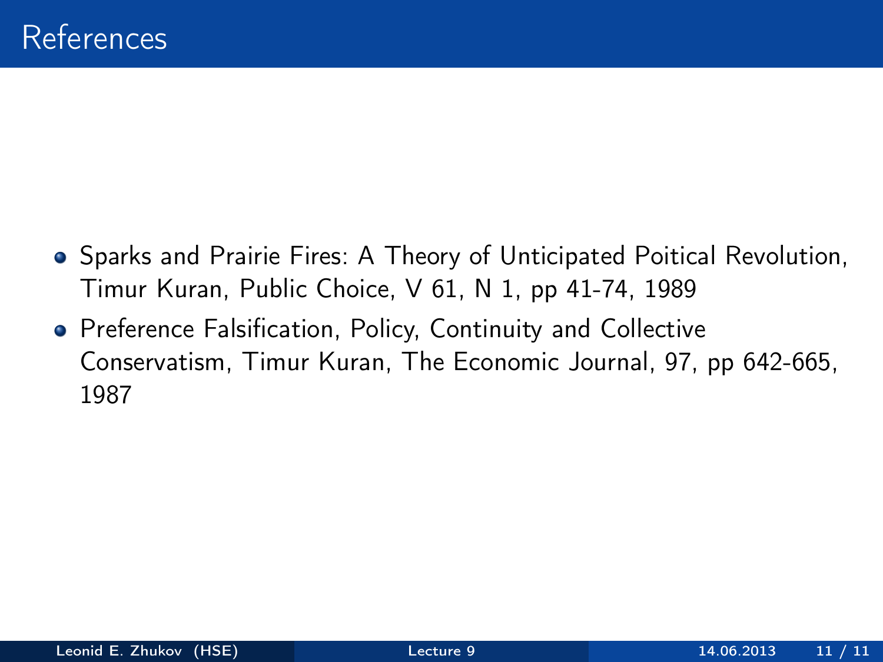# References

- Sparks and Prairie Fires: A Theory of Unticipated Poitical Revolution, Timur Kuran, Public Choice, V 61, N 1, pp 41-74, 1989
- Preference Falsification, Policy, Continuity and Collective Conservatism, Timur Kuran, The Economic Journal, 97, pp 642-665, 1987